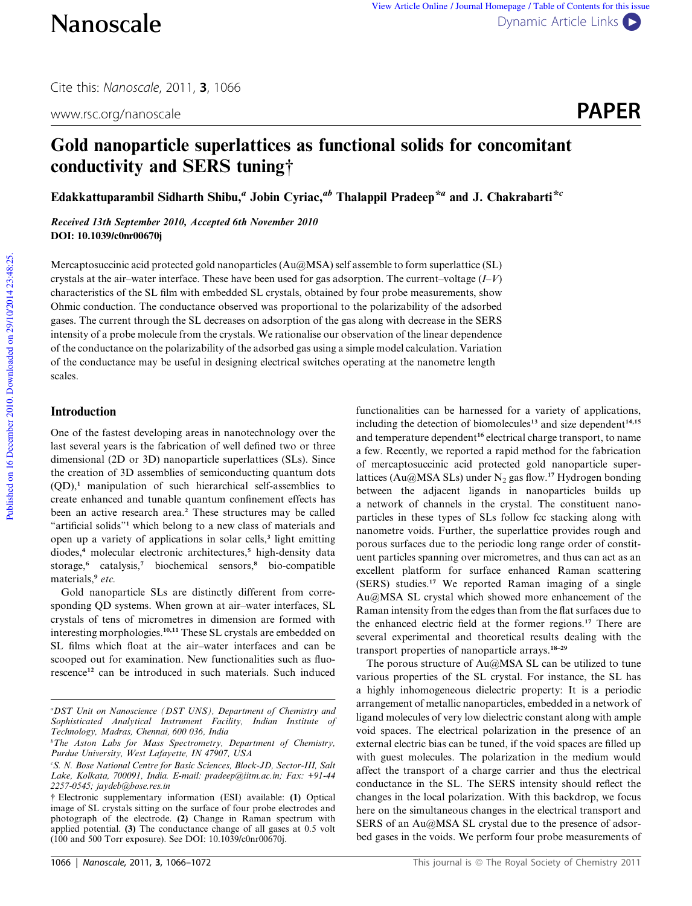# Gold nanoparticle superlattices as functional solids for concomitant conductivity and SERS tuning†

**Edakkattuparambil Sidharth Shibu,[a] Jobin Cyriac,[ab] Thalappil Pradeep*[a] and J. Chakrabarti*[c]**

*Received 13th September 2010, Accepted 6th November 2010*
**DOI: 10.1039/c0nr00670j**

Mercaptosuccinic acid protected gold nanoparticles (Au@MSA) self assemble to form superlattice (SL) crystals at the air–water interface. These have been used for gas adsorption. The current–voltage ($I$–$V$) characteristics of the SL film with embedded SL crystals, obtained by four probe measurements, show Ohmic conduction. The conductance observed was proportional to the polarizability of the adsorbed gases. The current through the SL decreases on adsorption of the gas along with decrease in the SERS intensity of a probe molecule from the crystals. We rationalise our observation of the linear dependence of the conductance on the polarizability of the adsorbed gas using a simple model calculation. Variation of the conductance may be useful in designing electrical switches operating at the nanometre length scales.

## Introduction

One of the fastest developing areas in nanotechnology over the last several years is the fabrication of well defined two or three dimensional (2D or 3D) nanoparticle superlattices (SLs). Since the creation of 3D assemblies of semiconducting quantum dots (QD),[1] manipulation of such hierarchical self-assemblies to create enhanced and tunable quantum confinement effects has been an active research area.[2] These structures may be called "artificial solids"[1] which belong to a new class of materials and open up a variety of applications in solar cells,[3] light emitting diodes,[4] molecular electronic architectures,[5] high-density data storage,[6] catalysis,[7] biochemical sensors,[8] bio-compatible materials,[9] *etc.*

Gold nanoparticle SLs are distinctly different from corresponding QD systems. When grown at air–water interfaces, SL crystals of tens of micrometres in dimension are formed with interesting morphologies.[10,11] These SL crystals are embedded on SL films which float at the air–water interfaces and can be scooped out for examination. New functionalities such as fluorescence[12] can be introduced in such materials. Such induced functionalities can be harnessed for a variety of applications, including the detection of biomolecules[13] and size dependent[14,15] and temperature dependent[16] electrical charge transport, to name a few. Recently, we reported a rapid method for the fabrication of mercaptosuccinic acid protected gold nanoparticle superlattices (Au@MSA SLs) under $N_2$ gas flow.[17] Hydrogen bonding between the adjacent ligands in nanoparticles builds up a network of channels in the crystal. The constituent nanoparticles in these types of SLs follow fcc stacking along with nanometre voids. Further, the superlattice provides rough and porous surfaces due to the periodic long range order of constituent particles spanning over micrometres, and thus can act as an excellent platform for surface enhanced Raman scattering (SERS) studies.[17] We reported Raman imaging of a single Au@MSA SL crystal which showed more enhancement of the Raman intensity from the edges than from the flat surfaces due to the enhanced electric field at the former regions.[17] There are several experimental and theoretical results dealing with the transport properties of nanoparticle arrays.[18–29]

The porous structure of Au@MSA SL can be utilized to tune various properties of the SL crystal. For instance, the SL has a highly inhomogeneous dielectric property: It is a periodic arrangement of metallic nanoparticles, embedded in a network of ligand molecules of very low dielectric constant along with ample void spaces. The electrical polarization in the presence of an external electric bias can be tuned, if the void spaces are filled up with guest molecules. The polarization in the medium would affect the transport of a charge carrier and thus the electrical conductance in the SL. The SERS intensity should reflect the changes in the local polarization. With this backdrop, we focus here on the simultaneous changes in the electrical transport and SERS of an Au@MSA SL crystal due to the presence of adsorbed gases in the voids. We perform four probe measurements of

---

[a] *DST Unit on Nanoscience (DST UNS), Department of Chemistry and Sophisticated Analytical Instrument Facility, Indian Institute of Technology, Madras, Chennai, 600 036, India*

[b] *The Aston Labs for Mass Spectrometry, Department of Chemistry, Purdue University, West Lafayette, IN 47907, USA*

[c] *S. N. Bose National Centre for Basic Sciences, Block-JD, Sector-III, Salt Lake, Kolkata, 700091, India. E-mail: pradeep@iitm.ac.in; Fax: +91-44 2257-0545; jaydeb@bose.res.in*

† Electronic supplementary information (ESI) available: **(1)** Optical image of SL crystals sitting on the surface of four probe electrodes and photograph of the electrode. **(2)** Change in Raman spectrum with applied potential. **(3)** The conductance change of all gases at 0.5 volt (100 and 500 Torr exposure). See DOI: 10.1039/c0nr00670j.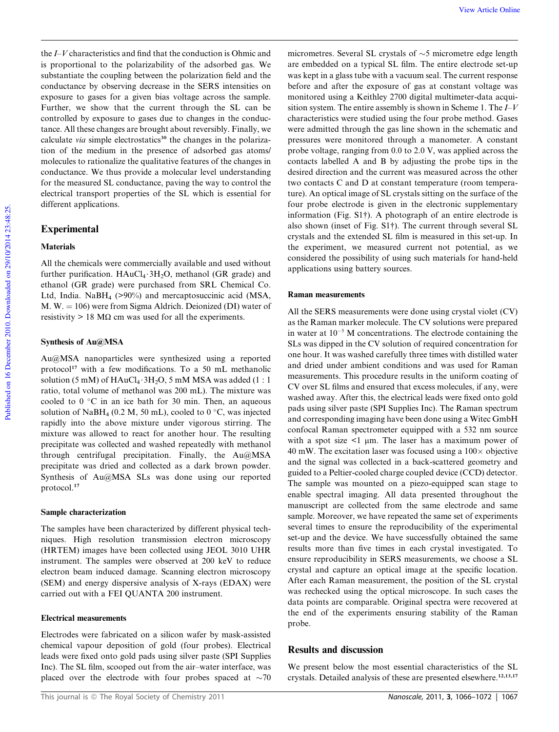the $I$–$V$ characteristics and find that the conduction is Ohmic and is proportional to the polarizability of the adsorbed gas. We substantiate the coupling between the polarization field and the conductance by observing decrease in the SERS intensities on exposure to gases for a given bias voltage across the sample. Further, we show that the current through the SL can be controlled by exposure to gases due to changes in the conductance. All these changes are brought about reversibly. Finally, we calculate *via* simple electrostatics[30] the changes in the polarization of the medium in the presence of adsorbed gas atoms/molecules to rationalize the qualitative features of the changes in conductance. We thus provide a molecular level understanding for the measured SL conductance, paving the way to control the electrical transport properties of the SL which is essential for different applications.

## Experimental

### Materials

All the chemicals were commercially available and used without further purification. $HAuCl_4 \cdot 3H_2O$, methanol (GR grade) and ethanol (GR grade) were purchased from SRL Chemical Co. Ltd, India. $NaBH_4$ (>90%) and mercaptosuccinic acid (MSA, M. W. = 106) were from Sigma Aldrich. Deionized (DI) water of resistivity > 18 MΩ cm was used for all the experiments.

### Synthesis of Au@MSA

Au@MSA nanoparticles were synthesized using a reported protocol[17] with a few modifications. To a 50 mL methanolic solution (5 mM) of $HAuCl_4 \cdot 3H_2O$, 5 mM MSA was added (1 : 1 ratio, total volume of methanol was 200 mL). The mixture was cooled to 0 °C in an ice bath for 30 min. Then, an aqueous solution of $NaBH_4$ (0.2 M, 50 mL), cooled to 0 °C, was injected rapidly into the above mixture under vigorous stirring. The mixture was allowed to react for another hour. The resulting precipitate was collected and washed repeatedly with methanol through centrifugal precipitation. Finally, the Au@MSA precipitate was dried and collected as a dark brown powder. Synthesis of Au@MSA SLs was done using our reported protocol.[17]

### Sample characterization

The samples have been characterized by different physical techniques. High resolution transmission electron microscopy (HRTEM) images have been collected using JEOL 3010 UHR instrument. The samples were observed at 200 keV to reduce electron beam induced damage. Scanning electron microscopy (SEM) and energy dispersive analysis of X-rays (EDAX) were carried out with a FEI QUANTA 200 instrument.

### Electrical measurements

Electrodes were fabricated on a silicon wafer by mask-assisted chemical vapour deposition of gold (four probes). Electrical leads were fixed onto gold pads using silver paste (SPI Supplies Inc). The SL film, scooped out from the air–water interface, was placed over the electrode with four probes spaced at ~70 micrometres. Several SL crystals of ~5 micrometre edge length are embedded on a typical SL film. The entire electrode set-up was kept in a glass tube with a vacuum seal. The current response before and after the exposure of gas at constant voltage was monitored using a Keithley 2700 digital multimeter-data acquisition system. The entire assembly is shown in Scheme 1. The $I$–$V$ characteristics were studied using the four probe method. Gases were admitted through the gas line shown in the schematic and pressures were monitored through a manometer. A constant probe voltage, ranging from 0.0 to 2.0 V, was applied across the contacts labelled A and B by adjusting the probe tips in the desired direction and the current was measured across the other two contacts C and D at constant temperature (room temperature). An optical image of SL crystals sitting on the surface of the four probe electrode is given in the electronic supplementary information (Fig. S1†). A photograph of an entire electrode is also shown (inset of Fig. S1†). The current through several SL crystals and the extended SL film is measured in this set-up. In the experiment, we measured current not potential, as we considered the possibility of using such materials for hand-held applications using battery sources.

### Raman measurements

All the SERS measurements were done using crystal violet (CV) as the Raman marker molecule. The CV solutions were prepared in water at $10^{-5}$ M concentrations. The electrode containing the SLs was dipped in the CV solution of required concentration for one hour. It was washed carefully three times with distilled water and dried under ambient conditions and was used for Raman measurements. This procedure results in the uniform coating of CV over SL films and ensured that excess molecules, if any, were washed away. After this, the electrical leads were fixed onto gold pads using silver paste (SPI Supplies Inc). The Raman spectrum and corresponding imaging have been done using a Witec GmbH confocal Raman spectrometer equipped with a 532 nm source with a spot size <1 μm. The laser has a maximum power of 40 mW. The excitation laser was focused using a 100× objective and the signal was collected in a back-scattered geometry and guided to a Peltier-cooled charge coupled device (CCD) detector. The sample was mounted on a piezo-equipped scan stage to enable spectral imaging. All data presented throughout the manuscript are collected from the same electrode and same sample. Moreover, we have repeated the same set of experiments several times to ensure the reproducibility of the experimental set-up and the device. We have successfully obtained the same results more than five times in each crystal investigated. To ensure reproducibility in SERS measurements, we choose a SL crystal and capture an optical image at the specific location. After each Raman measurement, the position of the SL crystal was rechecked using the optical microscope. In such cases the data points are comparable. Original spectra were recovered at the end of the experiments ensuring stability of the Raman probe.

## Results and discussion

We present below the most essential characteristics of the SL crystals. Detailed analysis of these are presented elsewhere.[12,13,17]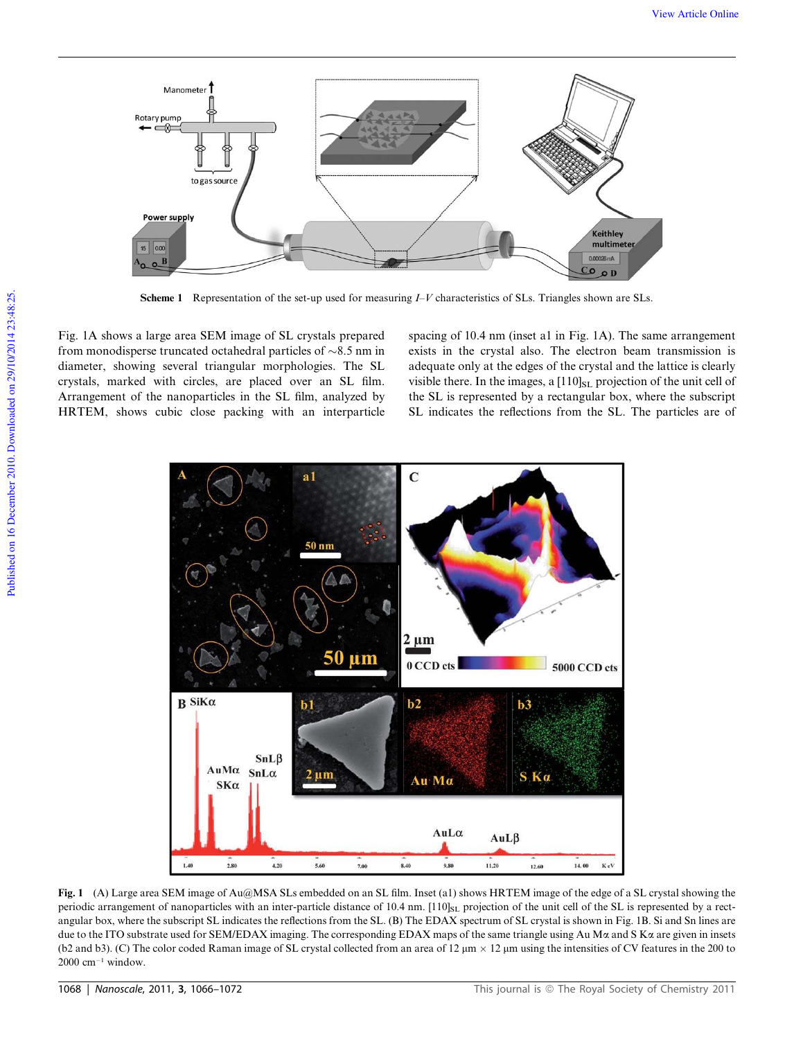**Scheme 1** Representation of the set-up used for measuring *I*–*V* characteristics of SLs. Triangles shown are SLs.

Fig. 1A shows a large area SEM image of SL crystals prepared from monodisperse truncated octahedral particles of ~8.5 nm in diameter, showing several triangular morphologies. The SL crystals, marked with circles, are placed over an SL film. Arrangement of the nanoparticles in the SL film, analyzed by HRTEM, shows cubic close packing with an interparticle spacing of 10.4 nm (inset a1 in Fig. 1A). The same arrangement exists in the crystal also. The electron beam transmission is adequate only at the edges of the crystal and the lattice is clearly visible there. In the images, a $[110]_{SL}$ projection of the unit cell of the SL is represented by a rectangular box, where the subscript SL indicates the reflections from the SL. The particles are of

**Fig. 1** (A) Large area SEM image of Au@MSA SLs embedded on an SL film. Inset (a1) shows HRTEM image of the edge of a SL crystal showing the periodic arrangement of nanoparticles with an inter-particle distance of 10.4 nm. $[110]_{SL}$ projection of the unit cell of the SL is represented by a rectangular box, where the subscript SL indicates the reflections from the SL. (B) The EDAX spectrum of SL crystal is shown in Fig. 1B. Si and Sn lines are due to the ITO substrate used for SEM/EDAX imaging. The corresponding EDAX maps of the same triangle using Au Mα and S Kα are given in insets (b2 and b3). (C) The color coded Raman image of SL crystal collected from an area of 12 μm × 12 μm using the intensities of CV features in the 200 to 2000 $cm^{-1}$ window.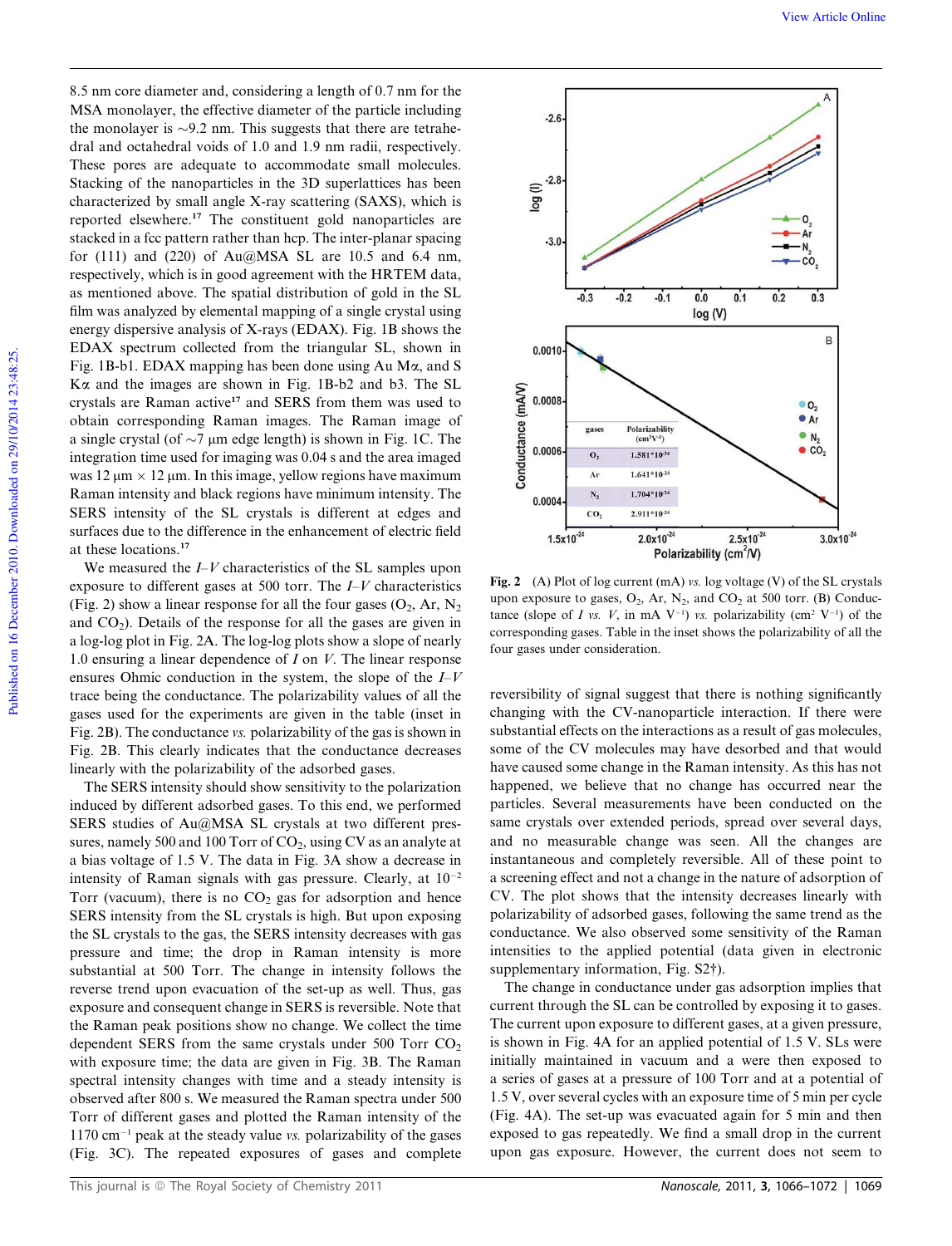8.5 nm core diameter and, considering a length of 0.7 nm for the MSA monolayer, the effective diameter of the particle including the monolayer is ~9.2 nm. This suggests that there are tetrahedral and octahedral voids of 1.0 and 1.9 nm radii, respectively. These pores are adequate to accommodate small molecules. Stacking of the nanoparticles in the 3D superlattices has been characterized by small angle X-ray scattering (SAXS), which is reported elsewhere.[17] The constituent gold nanoparticles are stacked in a fcc pattern rather than hcp. The inter-planar spacing for (111) and (220) of Au@MSA SL are 10.5 and 6.4 nm, respectively, which is in good agreement with the HRTEM data, as mentioned above. The spatial distribution of gold in the SL film was analyzed by elemental mapping of a single crystal using energy dispersive analysis of X-rays (EDAX). Fig. 1B shows the EDAX spectrum collected from the triangular SL, shown in Fig. 1B-b1. EDAX mapping has been done using Au Mα, and S Kα and the images are shown in Fig. 1B-b2 and b3. The SL crystals are Raman active[17] and SERS from them was used to obtain corresponding Raman images. The Raman image of a single crystal (of ~7 μm edge length) is shown in Fig. 1C. The integration time used for imaging was 0.04 s and the area imaged was 12 μm × 12 μm. In this image, yellow regions have maximum Raman intensity and black regions have minimum intensity. The SERS intensity of the SL crystals is different at edges and surfaces due to the difference in the enhancement of electric field at these locations.[17]

We measured the *I*–*V* characteristics of the SL samples upon exposure to different gases at 500 torr. The *I*–*V* characteristics (Fig. 2) show a linear response for all the four gases ($O_2$, Ar, $N_2$ and $CO_2$). Details of the response for all the gases are given in a log-log plot in Fig. 2A. The log-log plots show a slope of nearly 1.0 ensuring a linear dependence of *I* on *V*. The linear response ensures Ohmic conduction in the system, the slope of the *I*–*V* trace being the conductance. The polarizability values of all the gases used for the experiments are given in the table (inset in Fig. 2B). The conductance *vs.* polarizability of the gas is shown in Fig. 2B. This clearly indicates that the conductance decreases linearly with the polarizability of the adsorbed gases.

The SERS intensity should show sensitivity to the polarization induced by different adsorbed gases. To this end, we performed SERS studies of Au@MSA SL crystals at two different pressures, namely 500 and 100 Torr of $CO_2$, using CV as an analyte at a bias voltage of 1.5 V. The data in Fig. 3A show a decrease in intensity of Raman signals with gas pressure. Clearly, at $10^{-2}$ Torr (vacuum), there is no $CO_2$ gas for adsorption and hence SERS intensity from the SL crystals is high. But upon exposing the SL crystals to the gas, the SERS intensity decreases with gas pressure and time; the drop in Raman intensity is more substantial at 500 Torr. The change in intensity follows the reverse trend upon evacuation of the set-up as well. Thus, gas exposure and consequent change in SERS is reversible. Note that the Raman peak positions show no change. We collect the time dependent SERS from the same crystals under 500 Torr $CO_2$ with exposure time; the data are given in Fig. 3B. The Raman spectral intensity changes with time and a steady intensity is observed after 800 s. We measured the Raman spectra under 500 Torr of different gases and plotted the Raman intensity of the 1170 $cm^{-1}$ peak at the steady value *vs.* polarizability of the gases (Fig. 3C). The repeated exposures of gases and complete

| gases | Polarizability ($cm^2V^{-1}$) |
|---|---|
| $O_2$ | $1.581*10^{-24}$ |
| Ar | $1.641*10^{-24}$ |
| $N_2$ | $1.704*10^{-24}$ |
| $CO_2$ | $2.911*10^{-24}$ |

**Fig. 2** (A) Plot of log current (mA) *vs.* log voltage (V) of the SL crystals upon exposure to gases, $O_2$, Ar, $N_2$, and $CO_2$ at 500 torr. (B) Conductance (slope of *I vs. V*, in mA $V^{-1}$) *vs.* polarizability ($cm^2$ $V^{-1}$) of the corresponding gases. Table in the inset shows the polarizability of all the four gases under consideration.

reversibility of signal suggest that there is nothing significantly changing with the CV-nanoparticle interaction. If there were substantial effects on the interactions as a result of gas molecules, some of the CV molecules may have desorbed and that would have caused some change in the Raman intensity. As this has not happened, we believe that no change has occurred near the particles. Several measurements have been conducted on the same crystals over extended periods, spread over several days, and no measurable change was seen. All the changes are instantaneous and completely reversible. All of these point to a screening effect and not a change in the nature of adsorption of CV. The plot shows that the intensity decreases linearly with polarizability of adsorbed gases, following the same trend as the conductance. We also observed some sensitivity of the Raman intensities to the applied potential (data given in electronic supplementary information, Fig. S2†).

The change in conductance under gas adsorption implies that current through the SL can be controlled by exposing it to gases. The current upon exposure to different gases, at a given pressure, is shown in Fig. 4A for an applied potential of 1.5 V. SLs were initially maintained in vacuum and a were then exposed to a series of gases at a pressure of 100 Torr and at a potential of 1.5 V, over several cycles with an exposure time of 5 min per cycle (Fig. 4A). The set-up was evacuated again for 5 min and then exposed to gas repeatedly. We find a small drop in the current upon gas exposure. However, the current does not seem to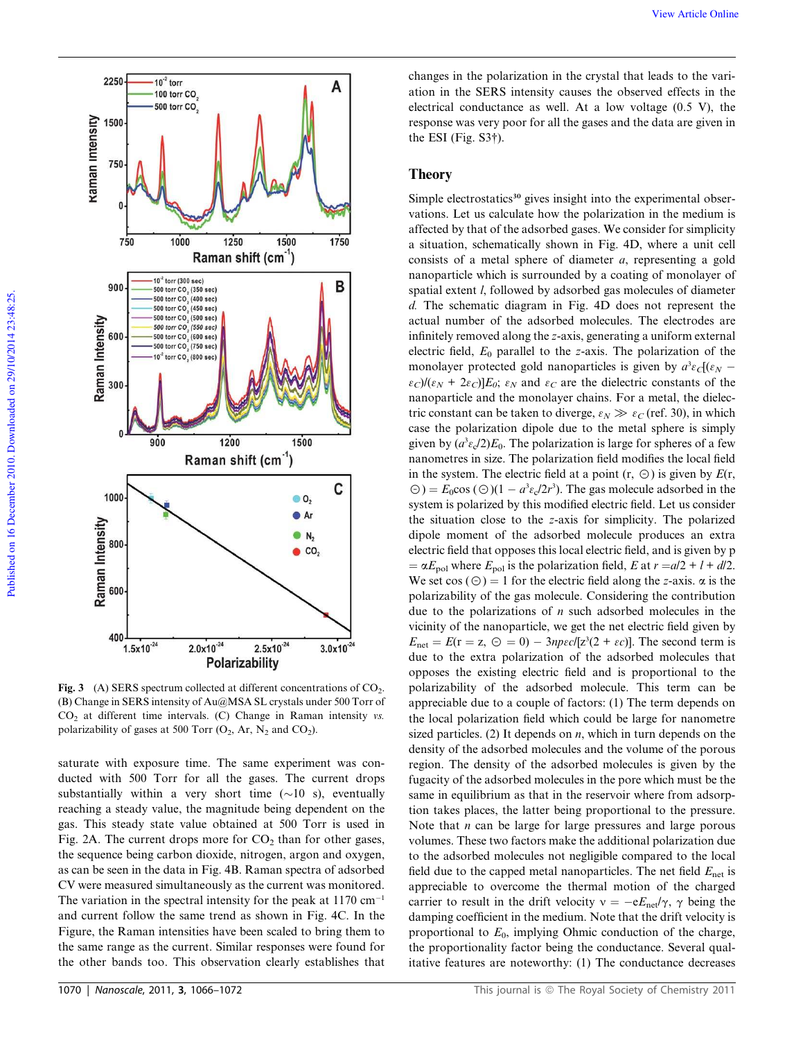**Fig. 3** (A) SERS spectrum collected at different concentrations of $CO_2$. (B) Change in SERS intensity of Au@MSA SL crystals under 500 Torr of $CO_2$ at different time intervals. (C) Change in Raman intensity *vs.* polarizability of gases at 500 Torr ($O_2$, Ar, $N_2$ and $CO_2$).

saturate with exposure time. The same experiment was conducted with 500 Torr for all the gases. The current drops substantially within a very short time (~10 s), eventually reaching a steady value, the magnitude being dependent on the gas. This steady state value obtained at 500 Torr is used in Fig. 2A. The current drops more for $CO_2$ than for other gases, the sequence being carbon dioxide, nitrogen, argon and oxygen, as can be seen in the data in Fig. 4B. Raman spectra of adsorbed CV were measured simultaneously as the current was monitored. The variation in the spectral intensity for the peak at 1170 cm$^{-1}$ and current follow the same trend as shown in Fig. 4C. In the Figure, the Raman intensities have been scaled to bring them to the same range as the current. Similar responses were found for the other bands too. This observation clearly establishes that changes in the polarization in the crystal that leads to the variation in the SERS intensity causes the observed effects in the electrical conductance as well. At a low voltage (0.5 V), the response was very poor for all the gases and the data are given in the ESI (Fig. S3†).

## Theory

Simple electrostatics[30] gives insight into the experimental observations. Let us calculate how the polarization in the medium is affected by that of the adsorbed gases. We consider for simplicity a situation, schematically shown in Fig. 4D, where a unit cell consists of a metal sphere of diameter $a$, representing a gold nanoparticle which is surrounded by a coating of monolayer of spatial extent $l$, followed by adsorbed gas molecules of diameter $d$. The schematic diagram in Fig. 4D does not represent the actual number of the adsorbed molecules. The electrodes are infinitely removed along the $z$-axis, generating a uniform external electric field, $E_0$ parallel to the $z$-axis. The polarization of the monolayer protected gold nanoparticles is given by $a^3\varepsilon_C[(\varepsilon_N - \varepsilon_C)/(\varepsilon_N + 2\varepsilon_C)]E_0$; $\varepsilon_N$ and $\varepsilon_C$ are the dielectric constants of the nanoparticle and the monolayer chains. For a metal, the dielectric constant can be taken to diverge, $\varepsilon_N \gg \varepsilon_C$ (ref. 30), in which case the polarization dipole due to the metal sphere is simply given by $(a^3\varepsilon_c/2)E_0$. The polarization is large for spheres of a few nanometres in size. The polarization field modifies the local field in the system. The electric field at a point (r, $\Theta$) is given by $E(r, \Theta) = E_0\cos(\Theta)(1 - a^3\varepsilon_c/2r^3)$. The gas molecule adsorbed in the system is polarized by this modified electric field. Let us consider the situation close to the $z$-axis for simplicity. The polarized dipole moment of the adsorbed molecule produces an extra electric field that opposes this local electric field, and is given by p $= \alpha E_{pol}$ where $E_{pol}$ is the polarization field, $E$ at $r = a/2 + l + d/2$. We set $\cos(\Theta) = 1$ for the electric field along the $z$-axis. $\alpha$ is the polarizability of the gas molecule. Considering the contribution due to the polarizations of $n$ such adsorbed molecules in the vicinity of the nanoparticle, we get the net electric field given by $E_{net} = E(r = z, \Theta = 0) - 3np\varepsilon c/[z^3(2 + \varepsilon c)]$. The second term is due to the extra polarization of the adsorbed molecules that opposes the existing electric field and is proportional to the polarizability of the adsorbed molecule. This term can be appreciable due to a couple of factors: (1) The term depends on the local polarization field which could be large for nanometre sized particles. (2) It depends on $n$, which in turn depends on the density of the adsorbed molecules and the volume of the porous region. The density of the adsorbed molecules is given by the fugacity of the adsorbed molecules in the pore which must be the same in equilibrium as that in the reservoir where from adsorption takes places, the latter being proportional to the pressure. Note that $n$ can be large for large pressures and large porous volumes. These two factors make the additional polarization due to the adsorbed molecules not negligible compared to the local field due to the capped metal nanoparticles. The net field $E_{net}$ is appreciable to overcome the thermal motion of the charged carrier to result in the drift velocity $v = -eE_{net}/\gamma$, $\gamma$ being the damping coefficient in the medium. Note that the drift velocity is proportional to $E_0$, implying Ohmic conduction of the charge, the proportionality factor being the conductance. Several qualitative features are noteworthy: (1) The conductance decreases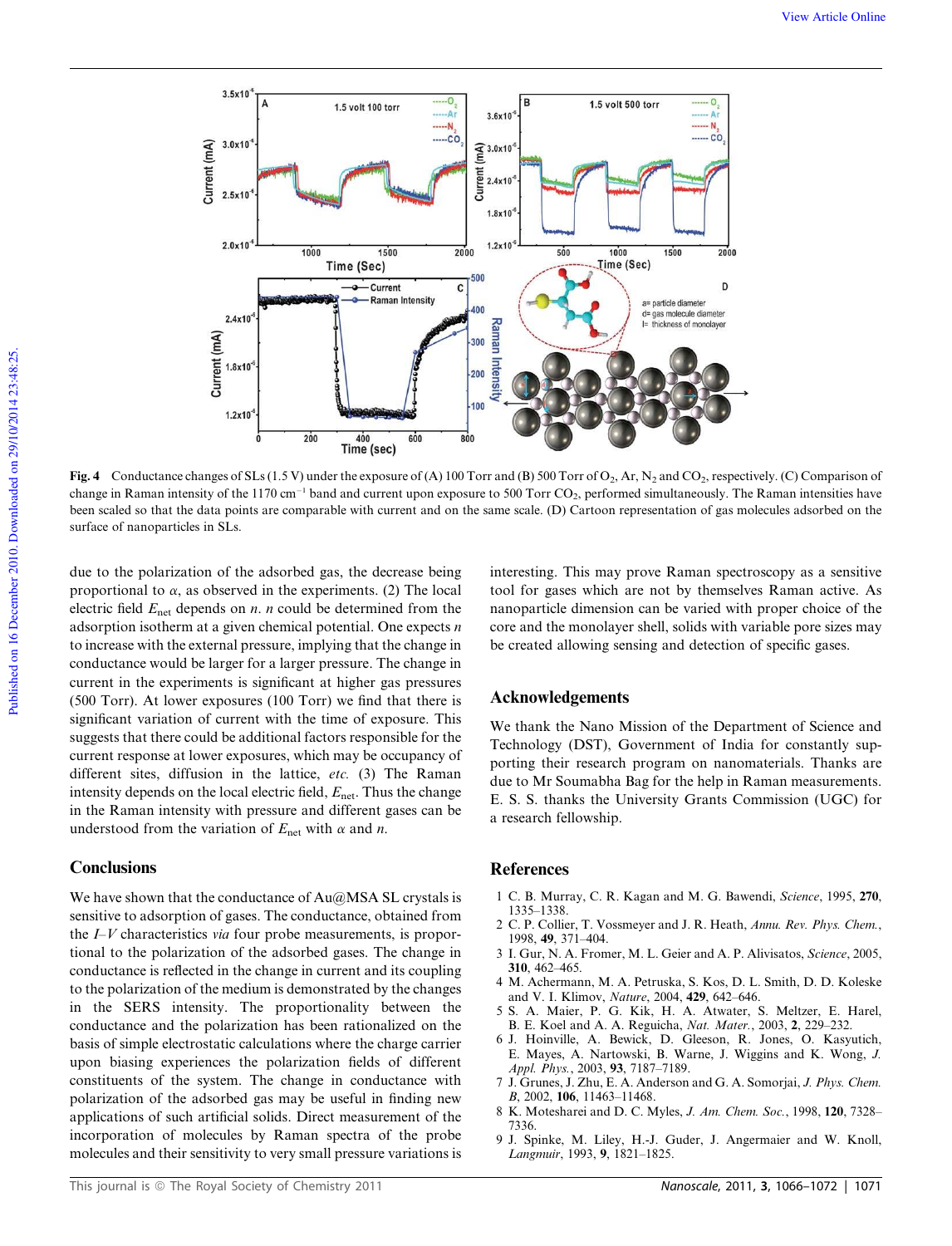Fig. 4 Conductance changes of SLs (1.5 V) under the exposure of (A) 100 Torr and (B) 500 Torr of $O_2$, Ar, $N_2$ and $CO_2$, respectively. (C) Comparison of change in Raman intensity of the 1170 cm$^{-1}$ band and current upon exposure to 500 Torr $CO_2$, performed simultaneously. The Raman intensities have been scaled so that the data points are comparable with current and on the same scale. (D) Cartoon representation of gas molecules adsorbed on the surface of nanoparticles in SLs.

due to the polarization of the adsorbed gas, the decrease being proportional to $\alpha$, as observed in the experiments. (2) The local electric field $E_{net}$ depends on $n$. $n$ could be determined from the adsorption isotherm at a given chemical potential. One expects $n$ to increase with the external pressure, implying that the change in conductance would be larger for a larger pressure. The change in current in the experiments is significant at higher gas pressures (500 Torr). At lower exposures (100 Torr) we find that there is significant variation of current with the time of exposure. This suggests that there could be additional factors responsible for the current response at lower exposures, which may be occupancy of different sites, diffusion in the lattice, *etc.* (3) The Raman intensity depends on the local electric field, $E_{net}$. Thus the change in the Raman intensity with pressure and different gases can be understood from the variation of $E_{net}$ with $\alpha$ and $n$.

## Conclusions

We have shown that the conductance of Au@MSA SL crystals is sensitive to adsorption of gases. The conductance, obtained from the *I–V* characteristics *via* four probe measurements, is proportional to the polarization of the adsorbed gases. The change in conductance is reflected in the change in current and its coupling to the polarization of the medium is demonstrated by the changes in the SERS intensity. The proportionality between the conductance and the polarization has been rationalized on the basis of simple electrostatic calculations where the charge carrier upon biasing experiences the polarization fields of different constituents of the system. The change in conductance with polarization of the adsorbed gas may be useful in finding new applications of such artificial solids. Direct measurement of the incorporation of molecules by Raman spectra of the probe molecules and their sensitivity to very small pressure variations is interesting. This may prove Raman spectroscopy as a sensitive tool for gases which are not by themselves Raman active. As nanoparticle dimension can be varied with proper choice of the core and the monolayer shell, solids with variable pore sizes may be created allowing sensing and detection of specific gases.

## Acknowledgements

We thank the Nano Mission of the Department of Science and Technology (DST), Government of India for constantly supporting their research program on nanomaterials. Thanks are due to Mr Soumabha Bag for the help in Raman measurements. E. S. S. thanks the University Grants Commission (UGC) for a research fellowship.

## References

1 C. B. Murray, C. R. Kagan and M. G. Bawendi, *Science*, 1995, **270**, 1335–1338.
2 C. P. Collier, T. Vossmeyer and J. R. Heath, *Annu. Rev. Phys. Chem.*, 1998, **49**, 371–404.
3 I. Gur, N. A. Fromer, M. L. Geier and A. P. Alivisatos, *Science*, 2005, **310**, 462–465.
4 M. Achermann, M. A. Petruska, S. Kos, D. L. Smith, D. D. Koleske and V. I. Klimov, *Nature*, 2004, **429**, 642–646.
5 S. A. Maier, P. G. Kik, H. A. Atwater, S. Meltzer, E. Harel, B. E. Koel and A. A. Reguicha, *Nat. Mater.*, 2003, **2**, 229–232.
6 J. Hoinville, A. Bewick, D. Gleeson, R. Jones, O. Kasyutich, E. Mayes, A. Nartowski, B. Warne, J. Wiggins and K. Wong, *J. Appl. Phys.*, 2003, **93**, 7187–7189.
7 J. Grunes, J. Zhu, E. A. Anderson and G. A. Somorjai, *J. Phys. Chem. B*, 2002, **106**, 11463–11468.
8 K. Motesharei and D. C. Myles, *J. Am. Chem. Soc.*, 1998, **120**, 7328–7336.
9 J. Spinke, M. Liley, H.-J. Guder, J. Angermaier and W. Knoll, *Langmuir*, 1993, **9**, 1821–1825.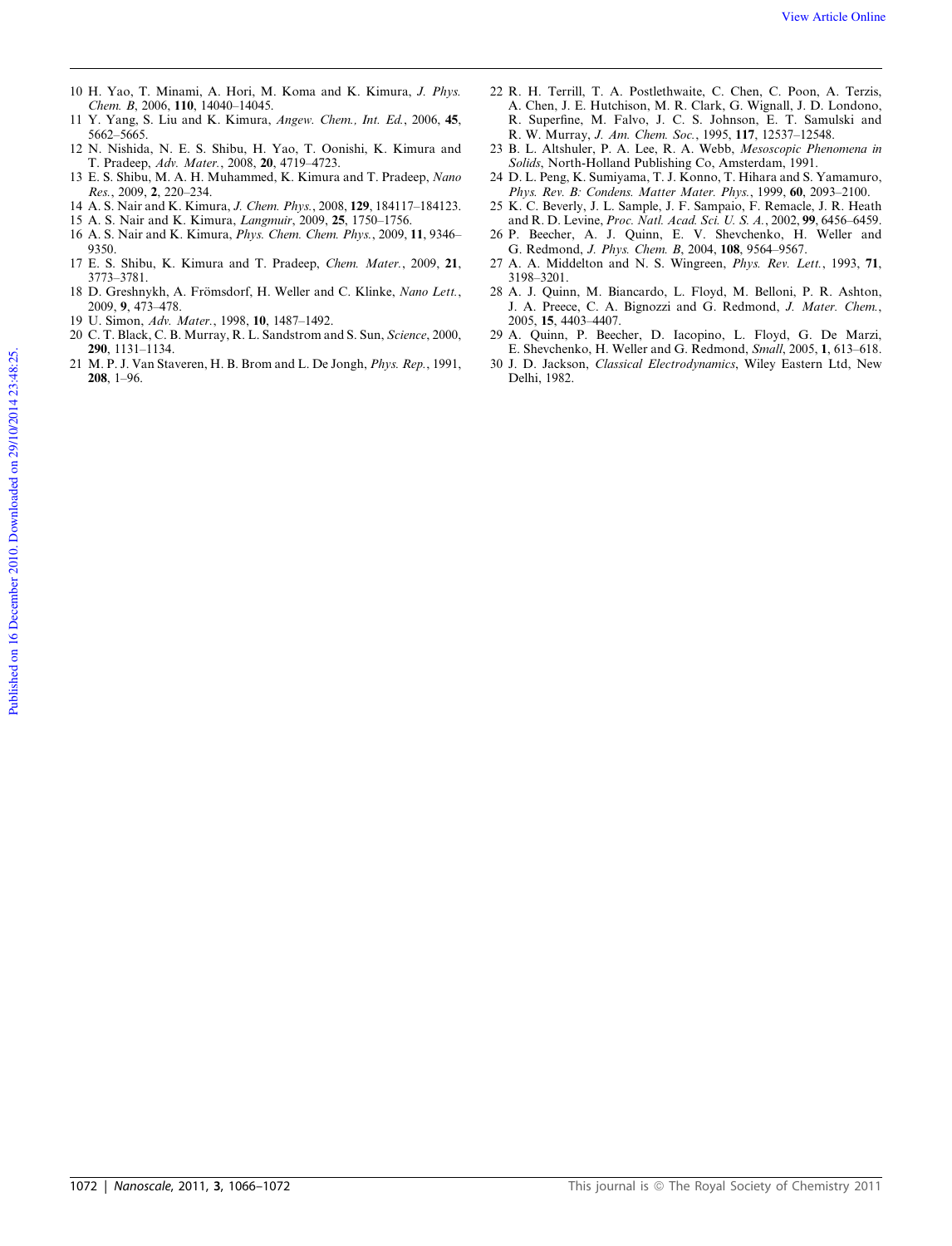10 H. Yao, T. Minami, A. Hori, M. Koma and K. Kimura, *J. Phys. Chem. B*, 2006, **110**, 14040–14045.
11 Y. Yang, S. Liu and K. Kimura, *Angew. Chem., Int. Ed.*, 2006, **45**, 5662–5665.
12 N. Nishida, N. E. S. Shibu, H. Yao, T. Oonishi, K. Kimura and T. Pradeep, *Adv. Mater.*, 2008, **20**, 4719–4723.
13 E. S. Shibu, M. A. H. Muhammed, K. Kimura and T. Pradeep, *Nano Res.*, 2009, **2**, 220–234.
14 A. S. Nair and K. Kimura, *J. Chem. Phys.*, 2008, **129**, 184117–184123.
15 A. S. Nair and K. Kimura, *Langmuir*, 2009, **25**, 1750–1756.
16 A. S. Nair and K. Kimura, *Phys. Chem. Chem. Phys.*, 2009, **11**, 9346–9350.
17 E. S. Shibu, K. Kimura and T. Pradeep, *Chem. Mater.*, 2009, **21**, 3773–3781.
18 D. Greshnykh, A. Frömsdorf, H. Weller and C. Klinke, *Nano Lett.*, 2009, **9**, 473–478.
19 U. Simon, *Adv. Mater.*, 1998, **10**, 1487–1492.
20 C. T. Black, C. B. Murray, R. L. Sandstrom and S. Sun, *Science*, 2000, **290**, 1131–1134.
21 M. P. J. Van Staveren, H. B. Brom and L. De Jongh, *Phys. Rep.*, 1991, **208**, 1–96.
22 R. H. Terrill, T. A. Postlethwaite, C. Chen, C. Poon, A. Terzis, A. Chen, J. E. Hutchison, M. R. Clark, G. Wignall, J. D. Londono, R. Superfine, M. Falvo, J. C. S. Johnson, E. T. Samulski and R. W. Murray, *J. Am. Chem. Soc.*, 1995, **117**, 12537–12548.
23 B. L. Altshuler, P. A. Lee, R. A. Webb, *Mesoscopic Phenomena in Solids*, North-Holland Publishing Co, Amsterdam, 1991.
24 D. L. Peng, K. Sumiyama, T. J. Konno, T. Hihara and S. Yamamuro, *Phys. Rev. B: Condens. Matter Mater. Phys.*, 1999, **60**, 2093–2100.
25 K. C. Beverly, J. L. Sample, J. F. Sampaio, F. Remacle, J. R. Heath and R. D. Levine, *Proc. Natl. Acad. Sci. U. S. A.*, 2002, **99**, 6456–6459.
26 P. Beecher, A. J. Quinn, E. V. Shevchenko, H. Weller and G. Redmond, *J. Phys. Chem. B*, 2004, **108**, 9564–9567.
27 A. A. Middelton and N. S. Wingreen, *Phys. Rev. Lett.*, 1993, **71**, 3198–3201.
28 A. J. Quinn, M. Biancardo, L. Floyd, M. Belloni, P. R. Ashton, J. A. Preece, C. A. Bignozzi and G. Redmond, *J. Mater. Chem.*, 2005, **15**, 4403–4407.
29 A. Quinn, P. Beecher, D. Iacopino, L. Floyd, G. De Marzi, E. Shevchenko, H. Weller and G. Redmond, *Small*, 2005, **1**, 613–618.
30 J. D. Jackson, *Classical Electrodynamics*, Wiley Eastern Ltd, New Delhi, 1982.